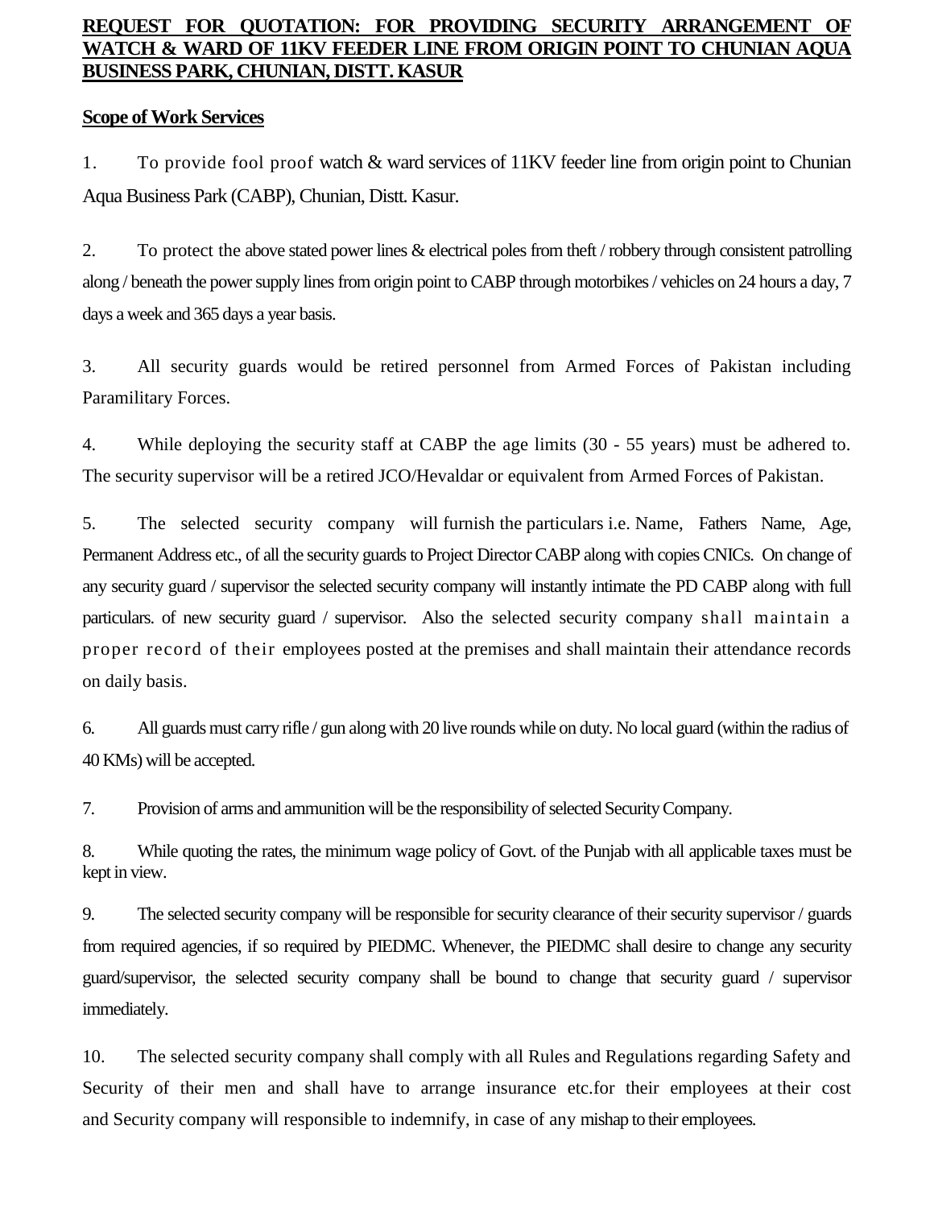**REQUEST FOR QUOTATION: FOR PROVIDING SECURITY ARRANGEMENT OF WATCH & WARD OF 11KV FEEDER LINE FROM ORIGIN POINT TO CHUNIAN AQUA BUSINESS PARK, CHUNIAN, DISTT. KASUR**

**Scope of Work Services**

1. To provide fool proof watch & ward services of 11KV feeder line from origin point to Chunian Aqua Business Park (CABP), Chunian, Distt. Kasur.

2. To protect the above stated power lines & electrical poles from theft / robbery through consistent patrolling along / beneath the power supply lines from origin point to CABP through motorbikes / vehicles on 24 hours a day, 7 days a week and 365 days a year basis.

3. All security guards would be retired personnel from Armed Forces of Pakistan including Paramilitary Forces.

4. While deploying the security staff at CABP the age limits (30 - 55 years) must be adhered to. The security supervisor will be a retired JCO/Hevaldar or equivalent from Armed Forces of Pakistan.

5. The selected security company will furnish the particulars i.e. Name, Fathers Name, Age, Permanent Address etc., of all the security guards to Project Director CABP along with copies CNICs. On change of any security guard / supervisor the selected security company will instantly intimate the PD CABP along with full particulars. of new security guard / supervisor. Also the selected security company shall maintain a proper record of their employees posted at the premises and shall maintain their attendance records on daily basis.

6. All guards must carry rifle / gun along with 20 live rounds while on duty. No local guard (within the radius of 40 KMs) will be accepted.

7. Provision of arms and ammunition will be the responsibility of selected Security Company.

8. While quoting the rates, the minimum wage policy of Govt. of the Punjab with all applicable taxes must be kept in view.

9. The selected security company will be responsible for security clearance of their security supervisor / guards from required agencies, if so required by PIEDMC. Whenever, the PIEDMC shall desire to change any security guard/supervisor, the selected security company shall be bound to change that security guard / supervisor immediately.

10. The selected security company shall comply with all Rules and Regulations regarding Safety and Security of their men and shall have to arrange insurance etc.for their employees at their cost and Security company will responsible to indemnify, in case of any mishap to their employees.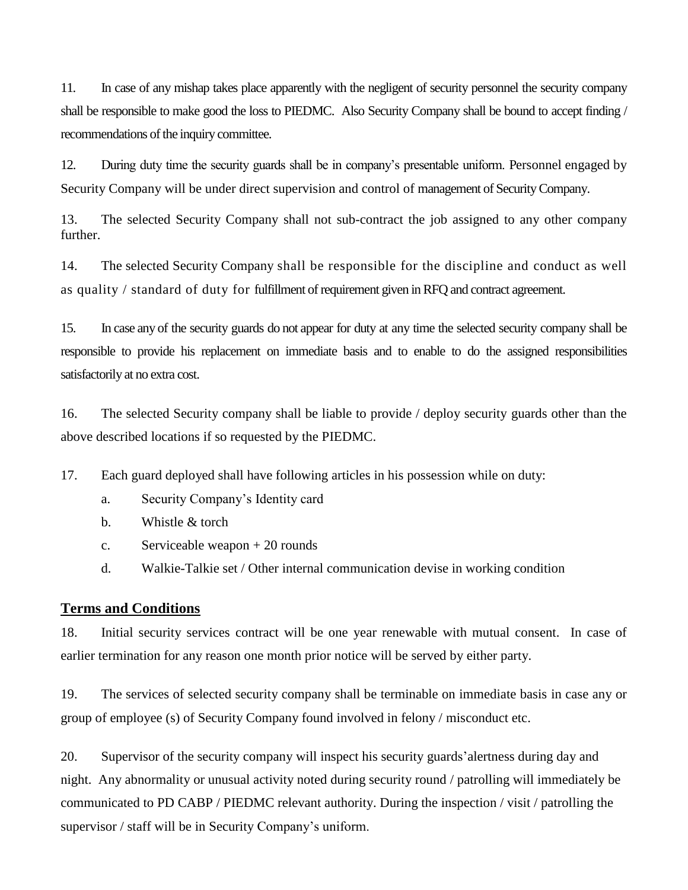11. In case of any mishap takes place apparently with the negligent of security personnel the security company shall be responsible to make good the loss to PIEDMC. Also Security Company shall be bound to accept finding / recommendations of the inquiry committee.

12. During duty time the security guards shall be in company's presentable uniform. Personnel engaged by Security Company will be under direct supervision and control of management of Security Company.

13. The selected Security Company shall not sub-contract the job assigned to any other company further.

14. The selected Security Company shall be responsible for the discipline and conduct as well as quality / standard of duty for fulfillment of requirement given in RFQ and contract agreement.

15. In case any of the security guards do not appear for duty at any time the selected security company shall be responsible to provide his replacement on immediate basis and to enable to do the assigned responsibilities satisfactorily at no extra cost.

16. The selected Security company shall be liable to provide / deploy security guards other than the above described locations if so requested by the PIEDMC.

17. Each guard deployed shall have following articles in his possession while on duty:

   a. Security Company's Identity card
   b. Whistle & torch
   c. Serviceable weapon + 20 rounds
   d. Walkie-Talkie set / Other internal communication devise in working condition

## Terms and Conditions

18. Initial security services contract will be one year renewable with mutual consent. In case of earlier termination for any reason one month prior notice will be served by either party.

19. The services of selected security company shall be terminable on immediate basis in case any or group of employee (s) of Security Company found involved in felony / misconduct etc.

20. Supervisor of the security company will inspect his security guards'alertness during day and night. Any abnormality or unusual activity noted during security round / patrolling will immediately be communicated to PD CABP / PIEDMC relevant authority. During the inspection / visit / patrolling the supervisor / staff will be in Security Company's uniform.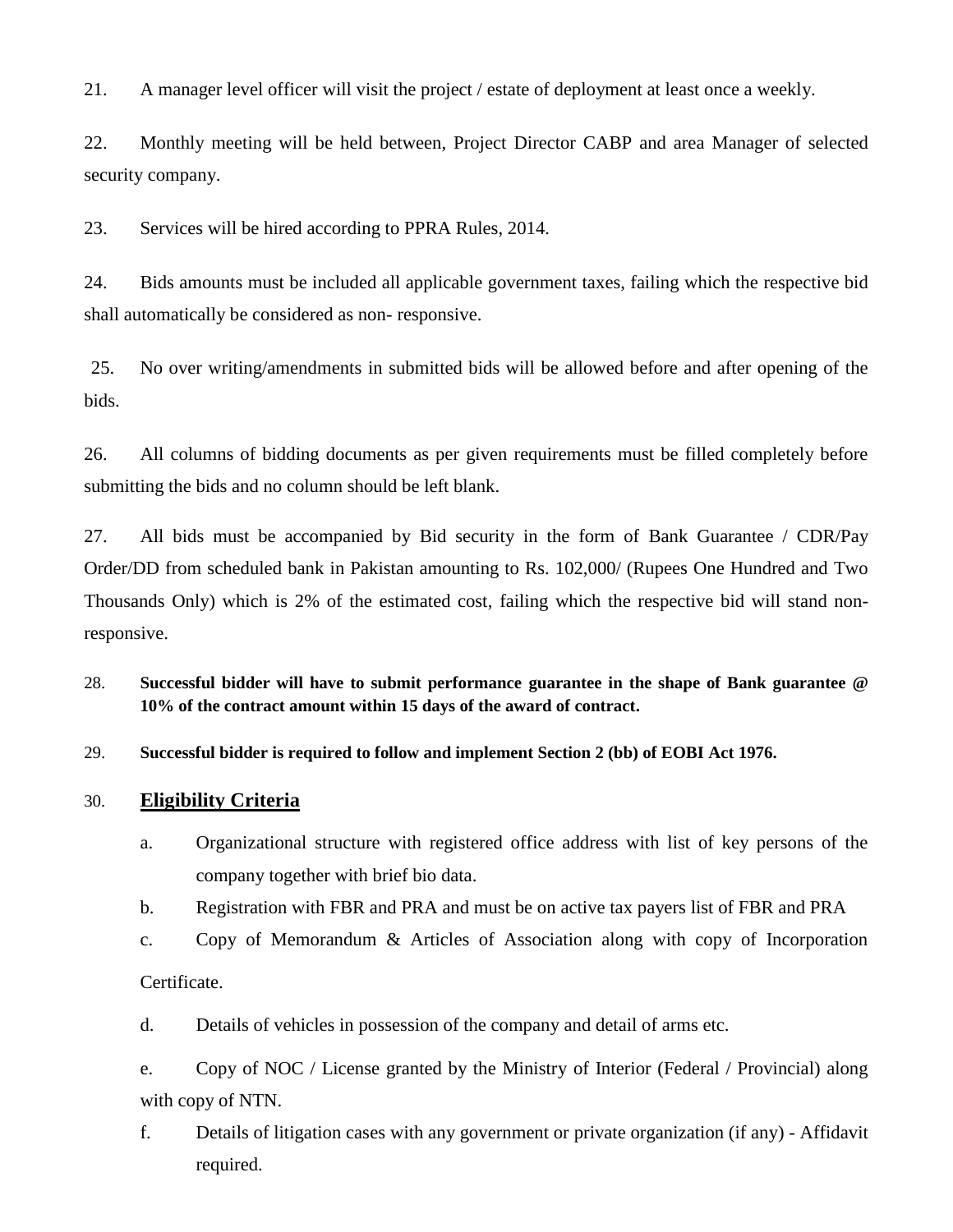21. A manager level officer will visit the project / estate of deployment at least once a weekly.

22. Monthly meeting will be held between, Project Director CABP and area Manager of selected security company.

23. Services will be hired according to PPRA Rules, 2014.

24. Bids amounts must be included all applicable government taxes, failing which the respective bid shall automatically be considered as non- responsive.

25. No over writing/amendments in submitted bids will be allowed before and after opening of the bids.

26. All columns of bidding documents as per given requirements must be filled completely before submitting the bids and no column should be left blank.

27. All bids must be accompanied by Bid security in the form of Bank Guarantee / CDR/Pay Order/DD from scheduled bank in Pakistan amounting to Rs. 102,000/ (Rupees One Hundred and Two Thousands Only) which is 2% of the estimated cost, failing which the respective bid will stand non-responsive.

28. **Successful bidder will have to submit performance guarantee in the shape of Bank guarantee @ 10% of the contract amount within 15 days of the award of contract.**

29. **Successful bidder is required to follow and implement Section 2 (bb) of EOBI Act 1976.**

30. **Eligibility Criteria**

   a. Organizational structure with registered office address with list of key persons of the company together with brief bio data.

   b. Registration with FBR and PRA and must be on active tax payers list of FBR and PRA

   c. Copy of Memorandum & Articles of Association along with copy of Incorporation Certificate.

   d. Details of vehicles in possession of the company and detail of arms etc.

   e. Copy of NOC / License granted by the Ministry of Interior (Federal / Provincial) along with copy of NTN.

   f. Details of litigation cases with any government or private organization (if any) - Affidavit required.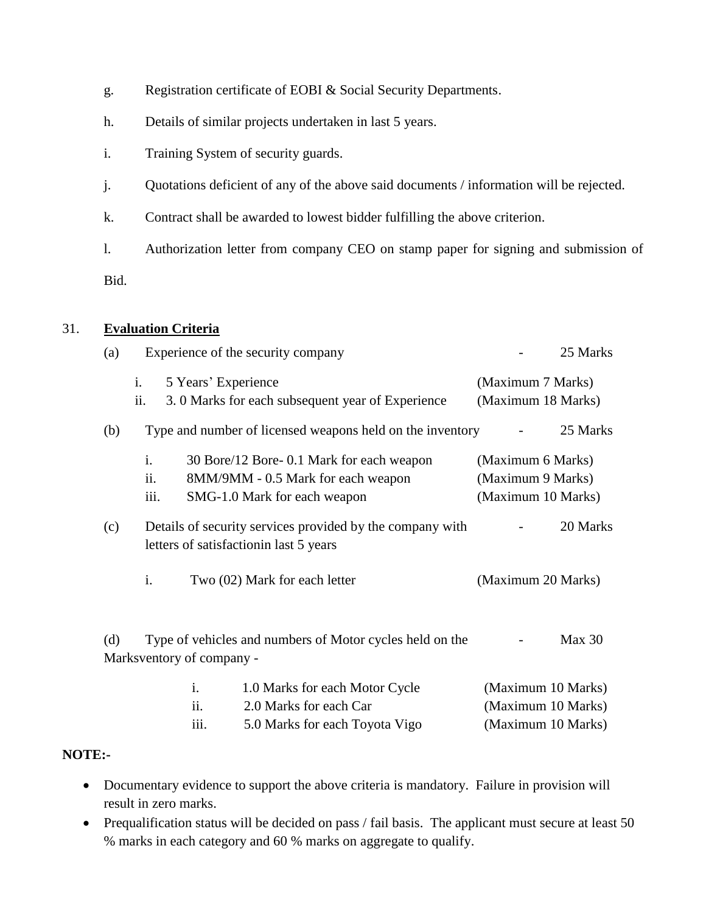g. Registration certificate of EOBI & Social Security Departments.

h. Details of similar projects undertaken in last 5 years.

i. Training System of security guards.

j. Quotations deficient of any of the above said documents / information will be rejected.

k. Contract shall be awarded to lowest bidder fulfilling the above criterion.

l. Authorization letter from company CEO on stamp paper for signing and submission of Bid.

31. **Evaluation Criteria**

(a) Experience of the security company - 25 Marks

- i. 5 Years' Experience (Maximum 7 Marks)
- ii. 3. 0 Marks for each subsequent year of Experience (Maximum 18 Marks)

(b) Type and number of licensed weapons held on the inventory - 25 Marks

- i. 30 Bore/12 Bore- 0.1 Mark for each weapon (Maximum 6 Marks)
- ii. 8MM/9MM - 0.5 Mark for each weapon (Maximum 9 Marks)
- iii. SMG-1.0 Mark for each weapon (Maximum 10 Marks)

(c) Details of security services provided by the company with letters of satisfactionin last 5 years - 20 Marks

- i. Two (02) Mark for each letter (Maximum 20 Marks)

(d) Type of vehicles and numbers of Motor cycles held on the Marksventory of company - - Max 30

- i. 1.0 Marks for each Motor Cycle (Maximum 10 Marks)
- ii. 2.0 Marks for each Car (Maximum 10 Marks)
- iii. 5.0 Marks for each Toyota Vigo (Maximum 10 Marks)

**NOTE:-**

- Documentary evidence to support the above criteria is mandatory. Failure in provision will result in zero marks.
- Prequalification status will be decided on pass / fail basis. The applicant must secure at least 50 % marks in each category and 60 % marks on aggregate to qualify.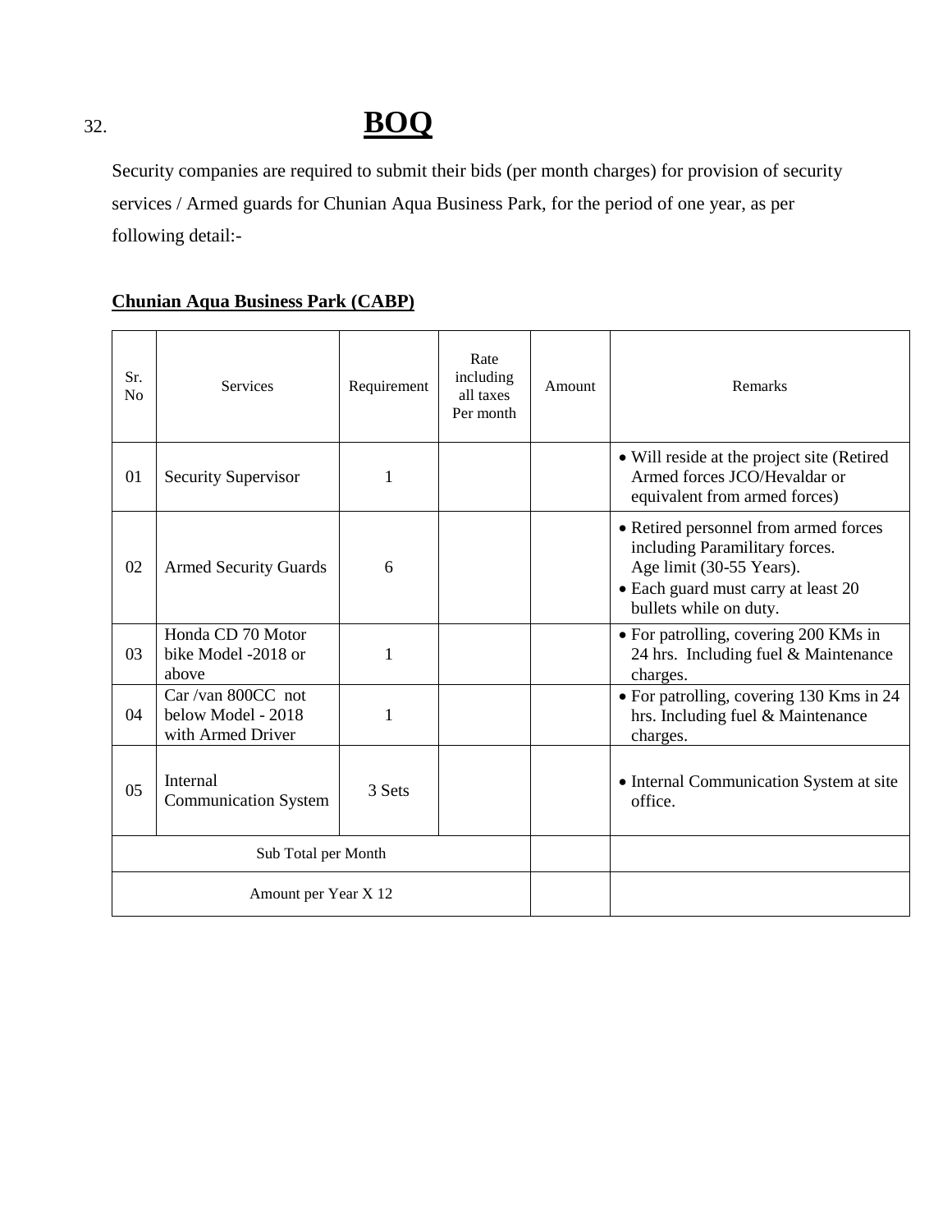32. **BOQ**

Security companies are required to submit their bids (per month charges) for provision of security services / Armed guards for Chunian Aqua Business Park, for the period of one year, as per following detail:-

**Chunian Aqua Business Park (CABP)**

| Sr. No | Services | Requirement | Rate including all taxes Per month | Amount | Remarks |
|---|---|---|---|---|---|
| 01 | Security Supervisor | 1 | | | • Will reside at the project site (Retired Armed forces JCO/Hevaldar or equivalent from armed forces) |
| 02 | Armed Security Guards | 6 | | | • Retired personnel from armed forces including Paramilitary forces. Age limit (30-55 Years). • Each guard must carry at least 20 bullets while on duty. |
| 03 | Honda CD 70 Motor bike Model -2018 or above | 1 | | | • For patrolling, covering 200 KMs in 24 hrs. Including fuel & Maintenance charges. |
| 04 | Car /van 800CC not below Model - 2018 with Armed Driver | 1 | | | • For patrolling, covering 130 Kms in 24 hrs. Including fuel & Maintenance charges. |
| 05 | Internal Communication System | 3 Sets | | | • Internal Communication System at site office. |
| Sub Total per Month | | | | | |
| Amount per Year X 12 | | | | | |